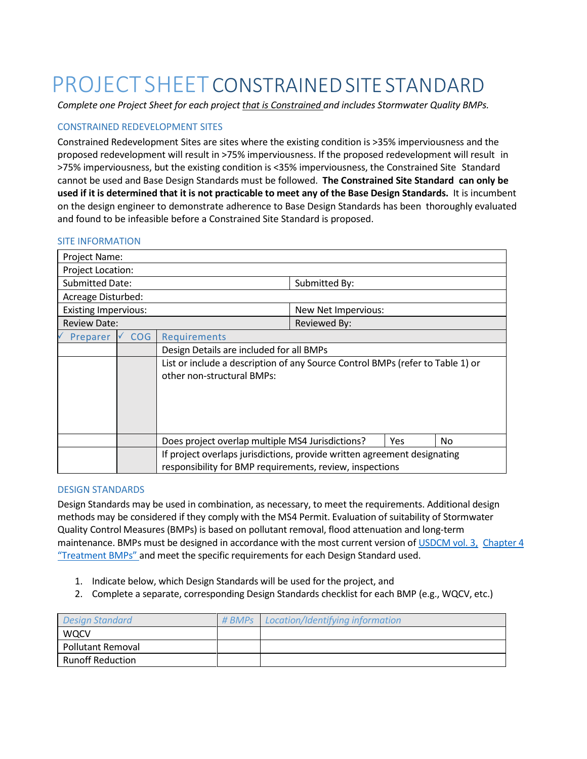# PROJECT SHEET CONSTRAINED SITE STANDARD

*Complete one Project Sheet for each project that is Constrained and includes Stormwater Quality BMPs.*

## CONSTRAINED REDEVELOPMENT SITES

Constrained Redevelopment Sites are sites where the existing condition is >35% imperviousness and the proposed redevelopment will result in >75% imperviousness. If the proposed redevelopment will result in >75% imperviousness, but the existing condition is <35% imperviousness, the Constrained Site Standard cannot be used and Base Design Standards must be followed. **The Constrained Site Standard can only be used if it is determined that it is not practicable to meet any of the Base Design Standards.** It is incumbent on the design engineer to demonstrate adherence to Base Design Standards has been thoroughly evaluated and found to be infeasible before a Constrained Site Standard is proposed.

## SITE INFORMATION

| Project Name: | | | | |
|---|---|---|---|---|
| Project Location: | | | | |
| Submitted Date: | | | Submitted By: | |
| Acreage Disturbed: | | | | |
| Existing Impervious: | | | New Net Impervious: | |
| Review Date: | | | Reviewed By: | |
| ✓ Preparer | ✓ COG | Requirements | | |
| | | Design Details are included for all BMPs | | |
| | | List or include a description of any Source Control BMPs (refer to Table 1) or other non-structural BMPs: | | |
| | | Does project overlap multiple MS4 Jurisdictions? | Yes | No |
| | | If project overlaps jurisdictions, provide written agreement designating responsibility for BMP requirements, review, inspections | | |

## DESIGN STANDARDS

Design Standards may be used in combination, as necessary, to meet the requirements. Additional design methods may be considered if they comply with the MS4 Permit. Evaluation of suitability of Stormwater Quality Control Measures (BMPs) is based on pollutant removal, flood attenuation and long-term maintenance. BMPs must be designed in accordance with the most current version of USDCM vol. 3, Chapter 4 "Treatment BMPs" and meet the specific requirements for each Design Standard used.

1. Indicate below, which Design Standards will be used for the project, and
2. Complete a separate, corresponding Design Standards checklist for each BMP (e.g., WQCV, etc.)

| *Design Standard* | *# BMPs* | *Location/Identifying information* |
|---|---|---|
| WQCV | | |
| Pollutant Removal | | |
| Runoff Reduction | | |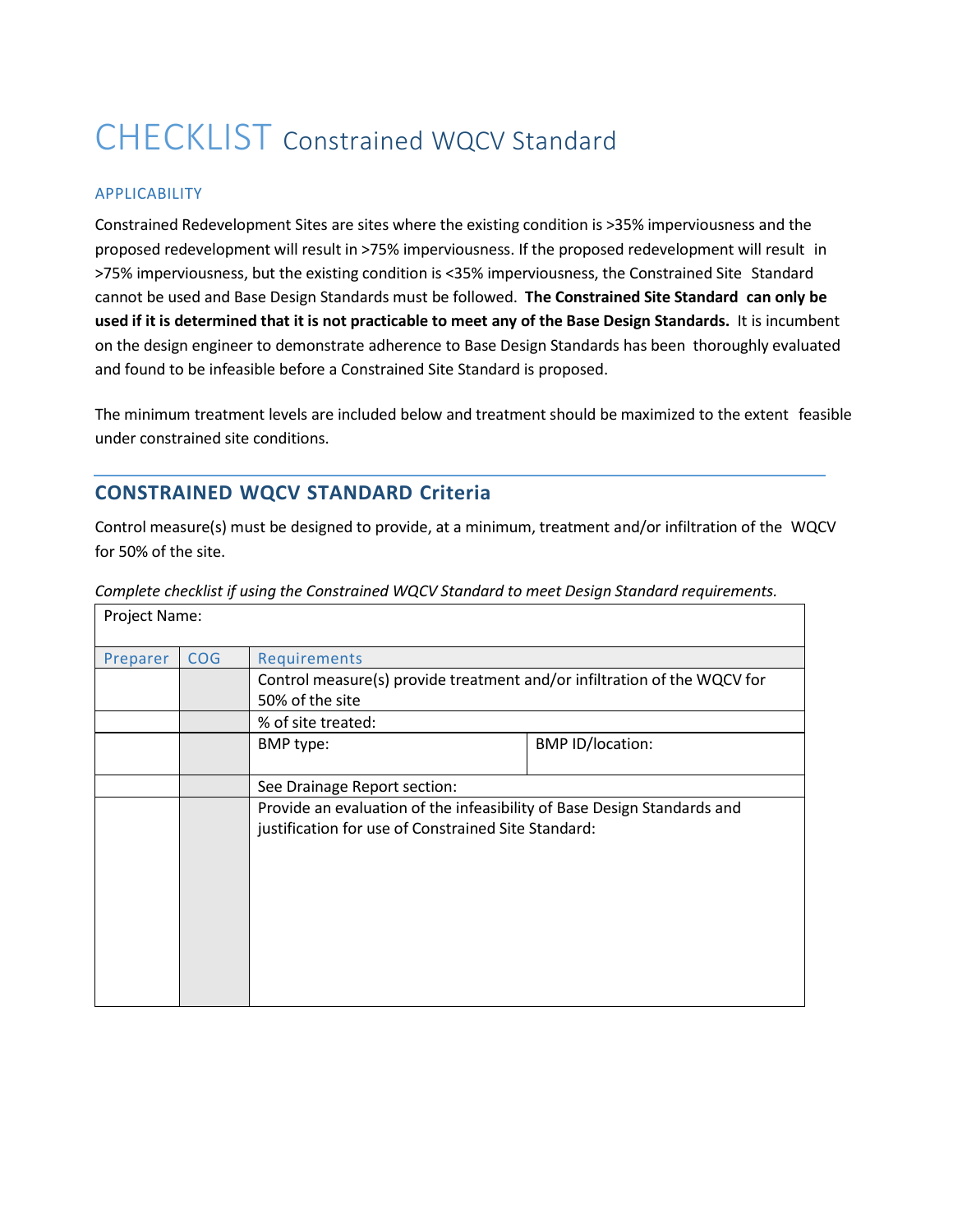# CHECKLIST Constrained WQCV Standard

## APPLICABILITY

Constrained Redevelopment Sites are sites where the existing condition is >35% imperviousness and the proposed redevelopment will result in >75% imperviousness. If the proposed redevelopment will result in >75% imperviousness, but the existing condition is <35% imperviousness, the Constrained Site Standard cannot be used and Base Design Standards must be followed. **The Constrained Site Standard can only be used if it is determined that it is not practicable to meet any of the Base Design Standards.** It is incumbent on the design engineer to demonstrate adherence to Base Design Standards has been thoroughly evaluated and found to be infeasible before a Constrained Site Standard is proposed.

The minimum treatment levels are included below and treatment should be maximized to the extent feasible under constrained site conditions.

## CONSTRAINED WQCV STANDARD Criteria

Control measure(s) must be designed to provide, at a minimum, treatment and/or infiltration of the WQCV for 50% of the site.

*Complete checklist if using the Constrained WQCV Standard to meet Design Standard requirements.*

| Project Name: | | | |
|---|---|---|---|
| Preparer | COG | Requirements | |
| | | Control measure(s) provide treatment and/or infiltration of the WQCV for 50% of the site | |
| | | % of site treated: | |
| | | BMP type: | BMP ID/location: |
| | | See Drainage Report section: | |
| | | Provide an evaluation of the infeasibility of Base Design Standards and justification for use of Constrained Site Standard: | |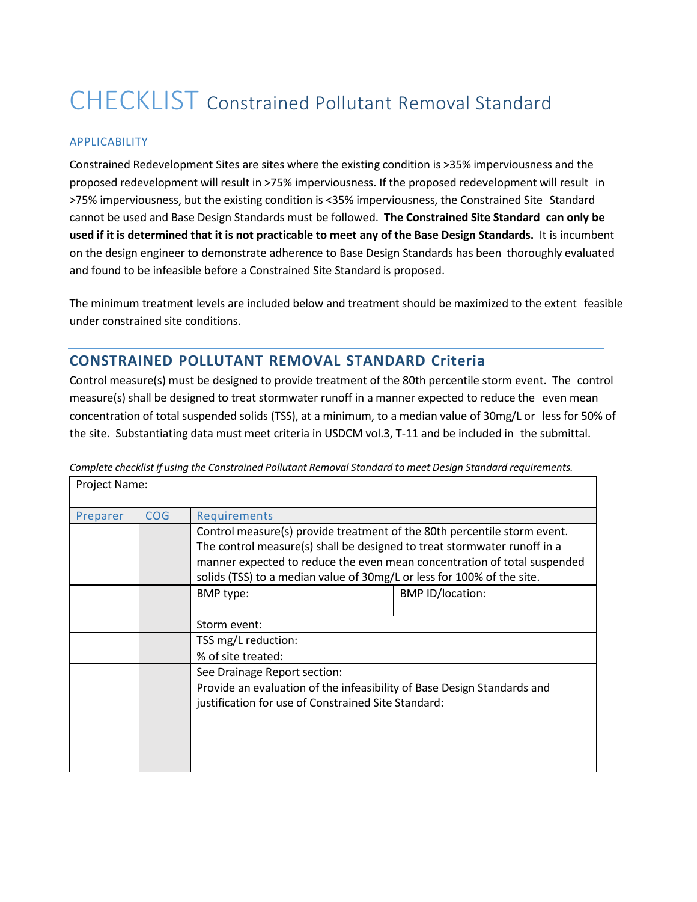# CHECKLIST Constrained Pollutant Removal Standard

### APPLICABILITY

Constrained Redevelopment Sites are sites where the existing condition is >35% imperviousness and the proposed redevelopment will result in >75% imperviousness. If the proposed redevelopment will result in >75% imperviousness, but the existing condition is <35% imperviousness, the Constrained Site Standard cannot be used and Base Design Standards must be followed. **The Constrained Site Standard can only be used if it is determined that it is not practicable to meet any of the Base Design Standards.** It is incumbent on the design engineer to demonstrate adherence to Base Design Standards has been thoroughly evaluated and found to be infeasible before a Constrained Site Standard is proposed.

The minimum treatment levels are included below and treatment should be maximized to the extent feasible under constrained site conditions.

## CONSTRAINED POLLUTANT REMOVAL STANDARD Criteria

Control measure(s) must be designed to provide treatment of the 80th percentile storm event. The control measure(s) shall be designed to treat stormwater runoff in a manner expected to reduce the even mean concentration of total suspended solids (TSS), at a minimum, to a median value of 30mg/L or less for 50% of the site. Substantiating data must meet criteria in USDCM vol.3, T-11 and be included in the submittal.

*Complete checklist if using the Constrained Pollutant Removal Standard to meet Design Standard requirements.*

| Project Name: | | | |
|---|---|---|---|
| Preparer | COG | Requirements | |
| | | Control measure(s) provide treatment of the 80th percentile storm event. The control measure(s) shall be designed to treat stormwater runoff in a manner expected to reduce the even mean concentration of total suspended solids (TSS) to a median value of 30mg/L or less for 100% of the site. | |
| | | BMP type: | BMP ID/location: |
| | | Storm event: | |
| | | TSS mg/L reduction: | |
| | | % of site treated: | |
| | | See Drainage Report section: | |
| | | Provide an evaluation of the infeasibility of Base Design Standards and justification for use of Constrained Site Standard: | |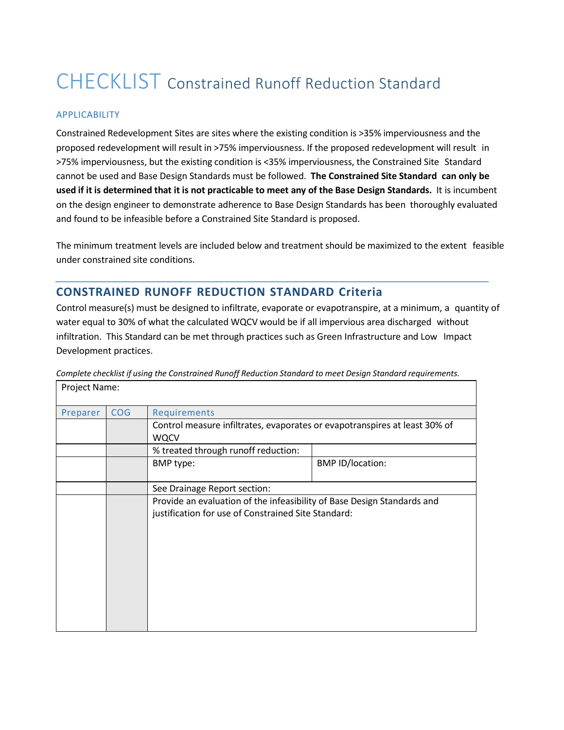# CHECKLIST Constrained Runoff Reduction Standard

## APPLICABILITY

Constrained Redevelopment Sites are sites where the existing condition is >35% imperviousness and the proposed redevelopment will result in >75% imperviousness. If the proposed redevelopment will result in >75% imperviousness, but the existing condition is <35% imperviousness, the Constrained Site Standard cannot be used and Base Design Standards must be followed. **The Constrained Site Standard can only be used if it is determined that it is not practicable to meet any of the Base Design Standards.** It is incumbent on the design engineer to demonstrate adherence to Base Design Standards has been thoroughly evaluated and found to be infeasible before a Constrained Site Standard is proposed.

The minimum treatment levels are included below and treatment should be maximized to the extent feasible under constrained site conditions.

## CONSTRAINED RUNOFF REDUCTION STANDARD Criteria

Control measure(s) must be designed to infiltrate, evaporate or evapotranspire, at a minimum, a quantity of water equal to 30% of what the calculated WQCV would be if all impervious area discharged without infiltration. This Standard can be met through practices such as Green Infrastructure and Low Impact Development practices.

*Complete checklist if using the Constrained Runoff Reduction Standard to meet Design Standard requirements.*

| Project Name: | | | |
|---|---|---|---|
| Preparer | COG | Requirements | |
| | | Control measure infiltrates, evaporates or evapotranspires at least 30% of WQCV | |
| | | % treated through runoff reduction: | |
| | | BMP type: | BMP ID/location: |
| | | See Drainage Report section: | |
| | | Provide an evaluation of the infeasibility of Base Design Standards and justification for use of Constrained Site Standard: | |